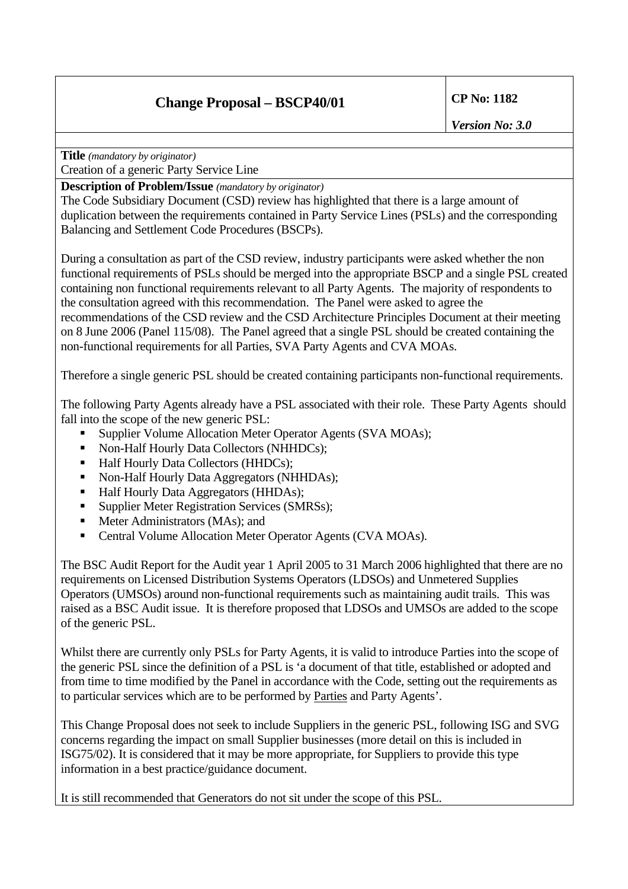| Change Proposal – BSCP40/01 | CP No: 1182 *Version No: 3.0* |
|---|---|

**Title** *(mandatory by originator)*
Creation of a generic Party Service Line

**Description of Problem/Issue** *(mandatory by originator)*
The Code Subsidiary Document (CSD) review has highlighted that there is a large amount of duplication between the requirements contained in Party Service Lines (PSLs) and the corresponding Balancing and Settlement Code Procedures (BSCPs).

During a consultation as part of the CSD review, industry participants were asked whether the non functional requirements of PSLs should be merged into the appropriate BSCP and a single PSL created containing non functional requirements relevant to all Party Agents. The majority of respondents to the consultation agreed with this recommendation. The Panel were asked to agree the recommendations of the CSD review and the CSD Architecture Principles Document at their meeting on 8 June 2006 (Panel 115/08). The Panel agreed that a single PSL should be created containing the non-functional requirements for all Parties, SVA Party Agents and CVA MOAs.

Therefore a single generic PSL should be created containing participants non-functional requirements.

The following Party Agents already have a PSL associated with their role. These Party Agents should fall into the scope of the new generic PSL:

- Supplier Volume Allocation Meter Operator Agents (SVA MOAs);
- Non-Half Hourly Data Collectors (NHHDCs);
- Half Hourly Data Collectors (HHDCs);
- Non-Half Hourly Data Aggregators (NHHDAs);
- Half Hourly Data Aggregators (HHDAs);
- Supplier Meter Registration Services (SMRSs);
- Meter Administrators (MAs); and
- Central Volume Allocation Meter Operator Agents (CVA MOAs).

The BSC Audit Report for the Audit year 1 April 2005 to 31 March 2006 highlighted that there are no requirements on Licensed Distribution Systems Operators (LDSOs) and Unmetered Supplies Operators (UMSOs) around non-functional requirements such as maintaining audit trails. This was raised as a BSC Audit issue. It is therefore proposed that LDSOs and UMSOs are added to the scope of the generic PSL.

Whilst there are currently only PSLs for Party Agents, it is valid to introduce Parties into the scope of the generic PSL since the definition of a PSL is 'a document of that title, established or adopted and from time to time modified by the Panel in accordance with the Code, setting out the requirements as to particular services which are to be performed by Parties and Party Agents'.

This Change Proposal does not seek to include Suppliers in the generic PSL, following ISG and SVG concerns regarding the impact on small Supplier businesses (more detail on this is included in ISG75/02). It is considered that it may be more appropriate, for Suppliers to provide this type information in a best practice/guidance document.

It is still recommended that Generators do not sit under the scope of this PSL.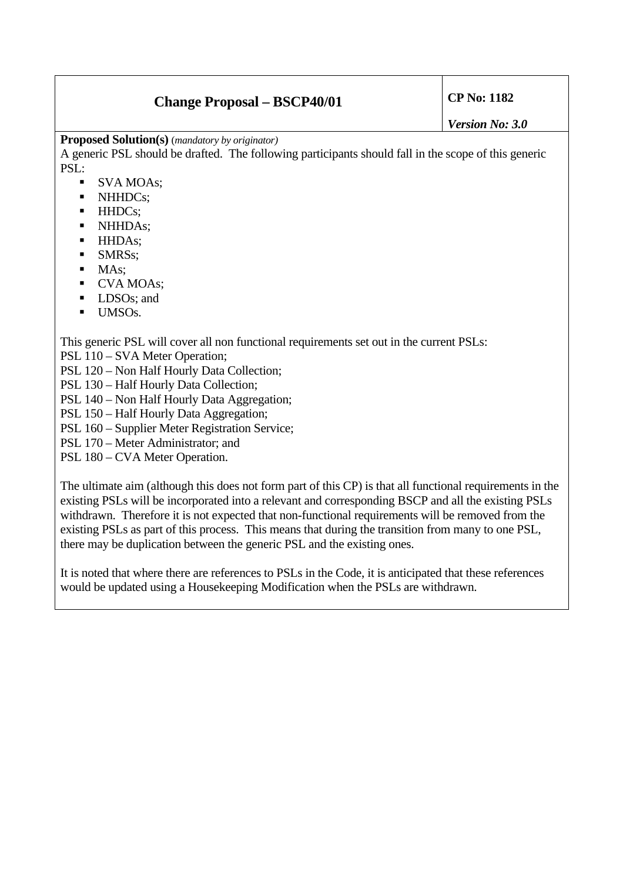| Change Proposal – BSCP40/01 | CP No: 1182<br>*Version No: 3.0* |
|---|---|

**Proposed Solution(s)** (*mandatory by originator*)

A generic PSL should be drafted. The following participants should fall in the scope of this generic PSL:

- SVA MOAs;
- NHHDCs;
- HHDCs;
- NHHDAs;
- HHDAs;
- SMRSs;
- MAs;
- CVA MOAs;
- LDSOs; and
- UMSOs.

This generic PSL will cover all non functional requirements set out in the current PSLs:

PSL 110 – SVA Meter Operation;
PSL 120 – Non Half Hourly Data Collection;
PSL 130 – Half Hourly Data Collection;
PSL 140 – Non Half Hourly Data Aggregation;
PSL 150 – Half Hourly Data Aggregation;
PSL 160 – Supplier Meter Registration Service;
PSL 170 – Meter Administrator; and
PSL 180 – CVA Meter Operation.

The ultimate aim (although this does not form part of this CP) is that all functional requirements in the existing PSLs will be incorporated into a relevant and corresponding BSCP and all the existing PSLs withdrawn. Therefore it is not expected that non-functional requirements will be removed from the existing PSLs as part of this process. This means that during the transition from many to one PSL, there may be duplication between the generic PSL and the existing ones.

It is noted that where there are references to PSLs in the Code, it is anticipated that these references would be updated using a Housekeeping Modification when the PSLs are withdrawn.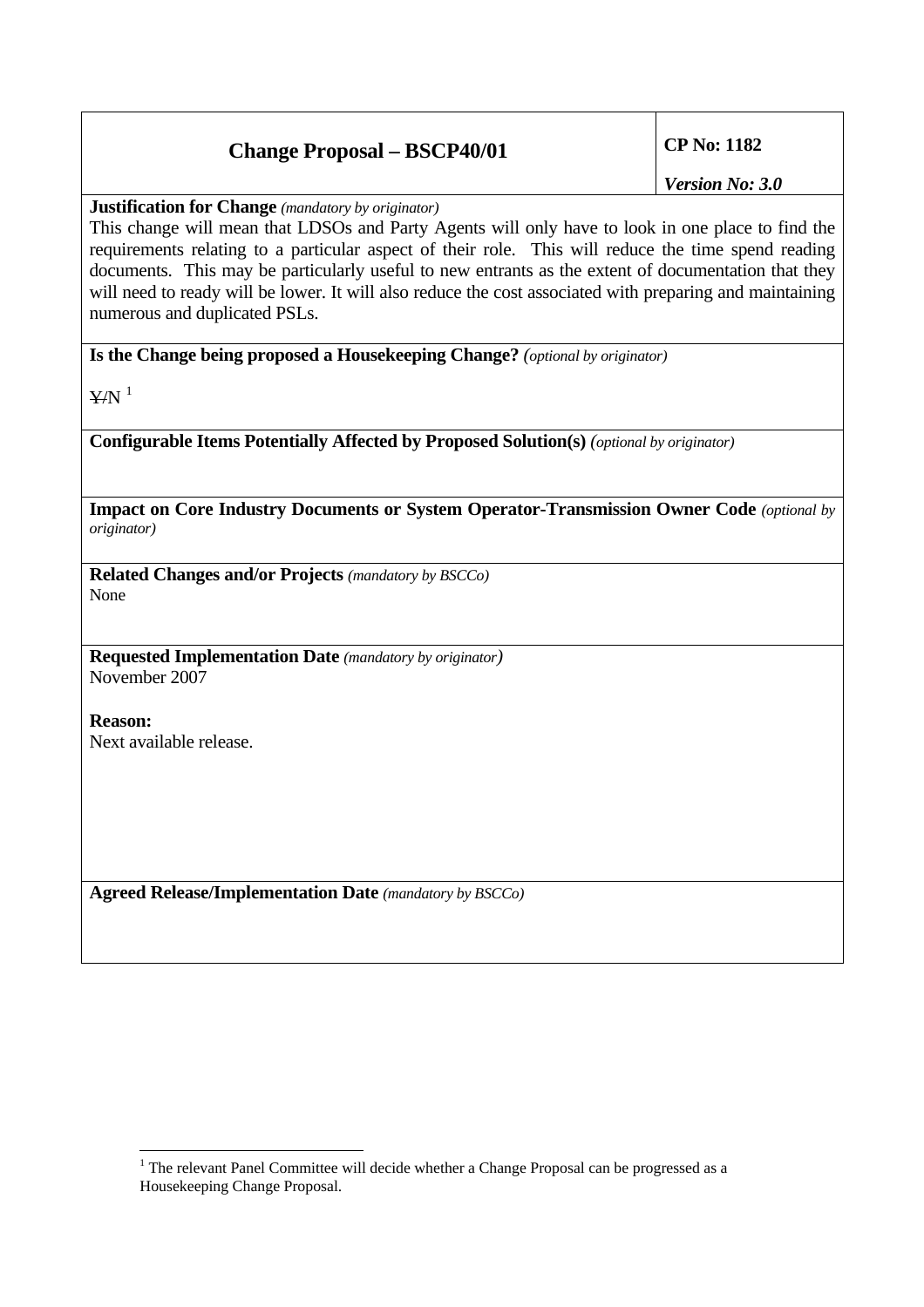| **Change Proposal – BSCP40/01** | **CP No: 1182**<br>***Version No: 3.0*** |
|---|---|

**Justification for Change** *(mandatory by originator)*

This change will mean that LDSOs and Party Agents will only have to look in one place to find the requirements relating to a particular aspect of their role. This will reduce the time spend reading documents. This may be particularly useful to new entrants as the extent of documentation that they will need to ready will be lower. It will also reduce the cost associated with preparing and maintaining numerous and duplicated PSLs.

**Is the Change being proposed a Housekeeping Change?** *(optional by originator)*

~~Y~~/N [1]

**Configurable Items Potentially Affected by Proposed Solution(s)** *(optional by originator)*

**Impact on Core Industry Documents or System Operator-Transmission Owner Code** *(optional by originator)*

**Related Changes and/or Projects** *(mandatory by BSCCo)*

None

**Requested Implementation Date** *(mandatory by originator)*

November 2007

**Reason:**

Next available release.

**Agreed Release/Implementation Date** *(mandatory by BSCCo)*

[1] The relevant Panel Committee will decide whether a Change Proposal can be progressed as a Housekeeping Change Proposal.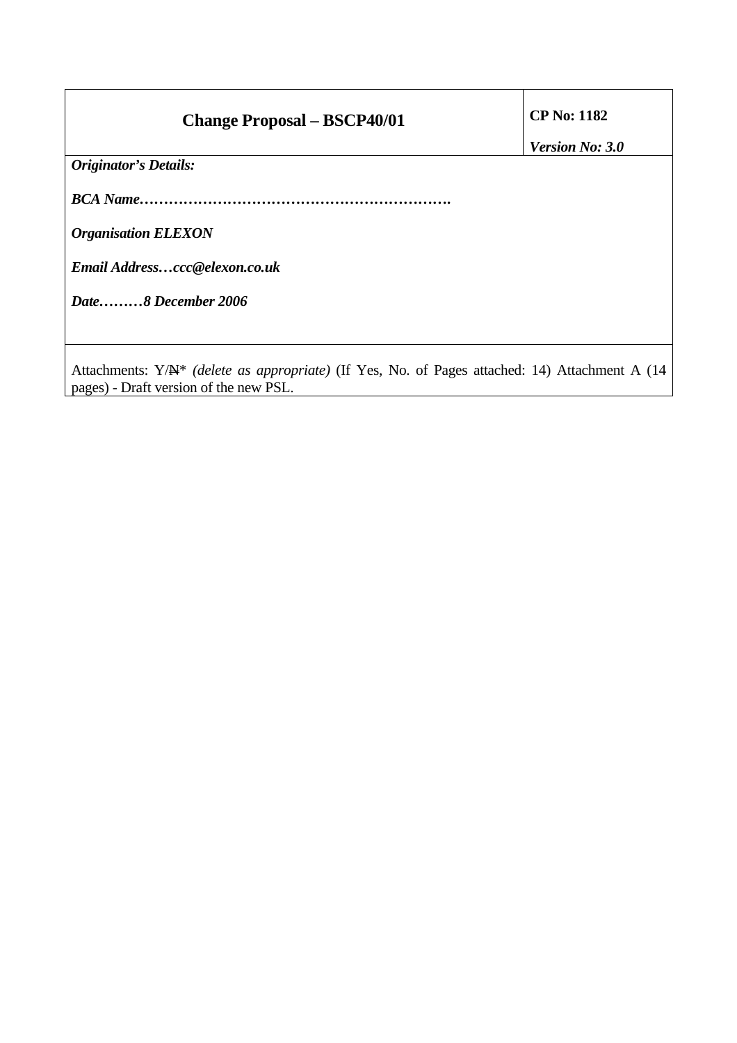| **Change Proposal – BSCP40/01** | **CP No: 1182**<br><br>***Version No: 3.0*** |
| --- | --- |

***Originator's Details:***

***BCA Name……………………………………………………….***

***Organisation ELEXON***

***Email Address…ccc@elexon.co.uk***

***Date………8 December 2006***

Attachments: Y/~~N~~* *(delete as appropriate)* (If Yes, No. of Pages attached: 14) Attachment A (14 pages) - Draft version of the new PSL.